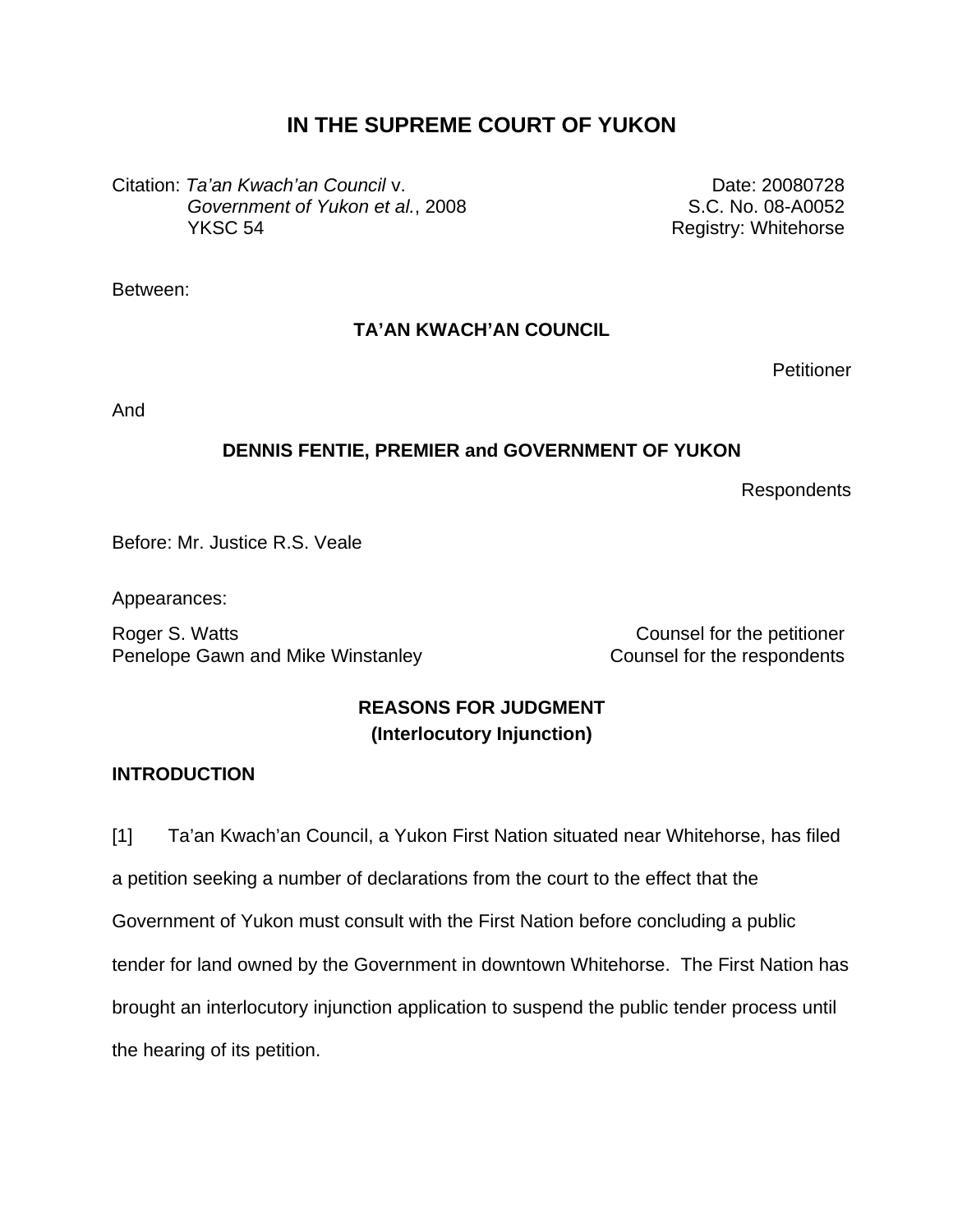# IN THE SUPREME COURT OF YUKON

Citation: *Ta'an Kwach'an Council* v. *Government of Yukon et al.*, 2008 YKSC 54

Date: 20080728
S.C. No. 08-A0052
Registry: Whitehorse

Between:

**TA'AN KWACH'AN COUNCIL**

Petitioner

And

**DENNIS FENTIE, PREMIER and GOVERNMENT OF YUKON**

Respondents

Before: Mr. Justice R.S. Veale

Appearances:

Roger S. Watts — Counsel for the petitioner
Penelope Gawn and Mike Winstanley — Counsel for the respondents

**REASONS FOR JUDGMENT**
**(Interlocutory Injunction)**

## INTRODUCTION

[1] Ta'an Kwach'an Council, a Yukon First Nation situated near Whitehorse, has filed a petition seeking a number of declarations from the court to the effect that the Government of Yukon must consult with the First Nation before concluding a public tender for land owned by the Government in downtown Whitehorse. The First Nation has brought an interlocutory injunction application to suspend the public tender process until the hearing of its petition.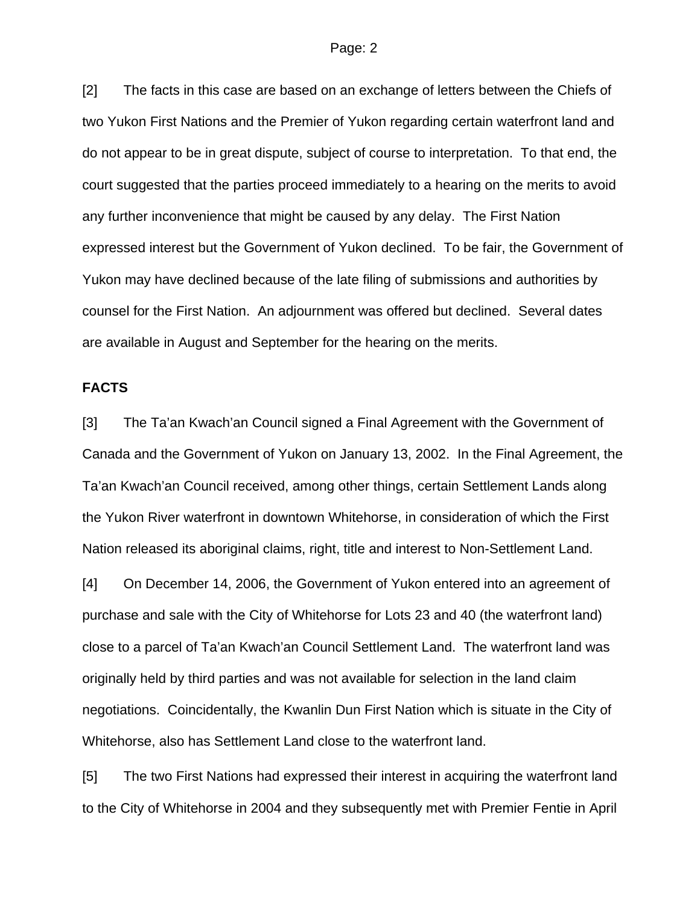[2] The facts in this case are based on an exchange of letters between the Chiefs of two Yukon First Nations and the Premier of Yukon regarding certain waterfront land and do not appear to be in great dispute, subject of course to interpretation. To that end, the court suggested that the parties proceed immediately to a hearing on the merits to avoid any further inconvenience that might be caused by any delay. The First Nation expressed interest but the Government of Yukon declined. To be fair, the Government of Yukon may have declined because of the late filing of submissions and authorities by counsel for the First Nation. An adjournment was offered but declined. Several dates are available in August and September for the hearing on the merits.

## FACTS

[3] The Ta'an Kwach'an Council signed a Final Agreement with the Government of Canada and the Government of Yukon on January 13, 2002. In the Final Agreement, the Ta'an Kwach'an Council received, among other things, certain Settlement Lands along the Yukon River waterfront in downtown Whitehorse, in consideration of which the First Nation released its aboriginal claims, right, title and interest to Non-Settlement Land.

[4] On December 14, 2006, the Government of Yukon entered into an agreement of purchase and sale with the City of Whitehorse for Lots 23 and 40 (the waterfront land) close to a parcel of Ta'an Kwach'an Council Settlement Land. The waterfront land was originally held by third parties and was not available for selection in the land claim negotiations. Coincidentally, the Kwanlin Dun First Nation which is situate in the City of Whitehorse, also has Settlement Land close to the waterfront land.

[5] The two First Nations had expressed their interest in acquiring the waterfront land to the City of Whitehorse in 2004 and they subsequently met with Premier Fentie in April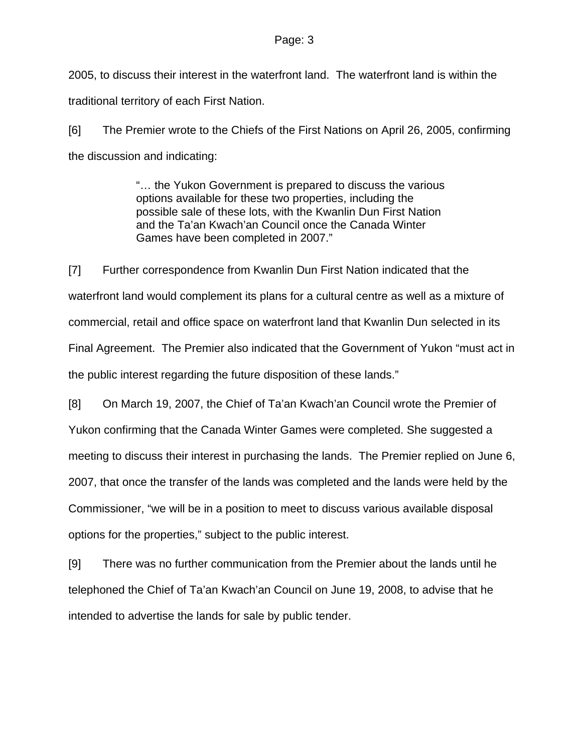2005, to discuss their interest in the waterfront land. The waterfront land is within the traditional territory of each First Nation.

[6] The Premier wrote to the Chiefs of the First Nations on April 26, 2005, confirming the discussion and indicating:

> "… the Yukon Government is prepared to discuss the various options available for these two properties, including the possible sale of these lots, with the Kwanlin Dun First Nation and the Ta'an Kwach'an Council once the Canada Winter Games have been completed in 2007."

[7] Further correspondence from Kwanlin Dun First Nation indicated that the waterfront land would complement its plans for a cultural centre as well as a mixture of commercial, retail and office space on waterfront land that Kwanlin Dun selected in its Final Agreement. The Premier also indicated that the Government of Yukon "must act in the public interest regarding the future disposition of these lands."

[8] On March 19, 2007, the Chief of Ta'an Kwach'an Council wrote the Premier of Yukon confirming that the Canada Winter Games were completed. She suggested a meeting to discuss their interest in purchasing the lands. The Premier replied on June 6, 2007, that once the transfer of the lands was completed and the lands were held by the Commissioner, "we will be in a position to meet to discuss various available disposal options for the properties," subject to the public interest.

[9] There was no further communication from the Premier about the lands until he telephoned the Chief of Ta'an Kwach'an Council on June 19, 2008, to advise that he intended to advertise the lands for sale by public tender.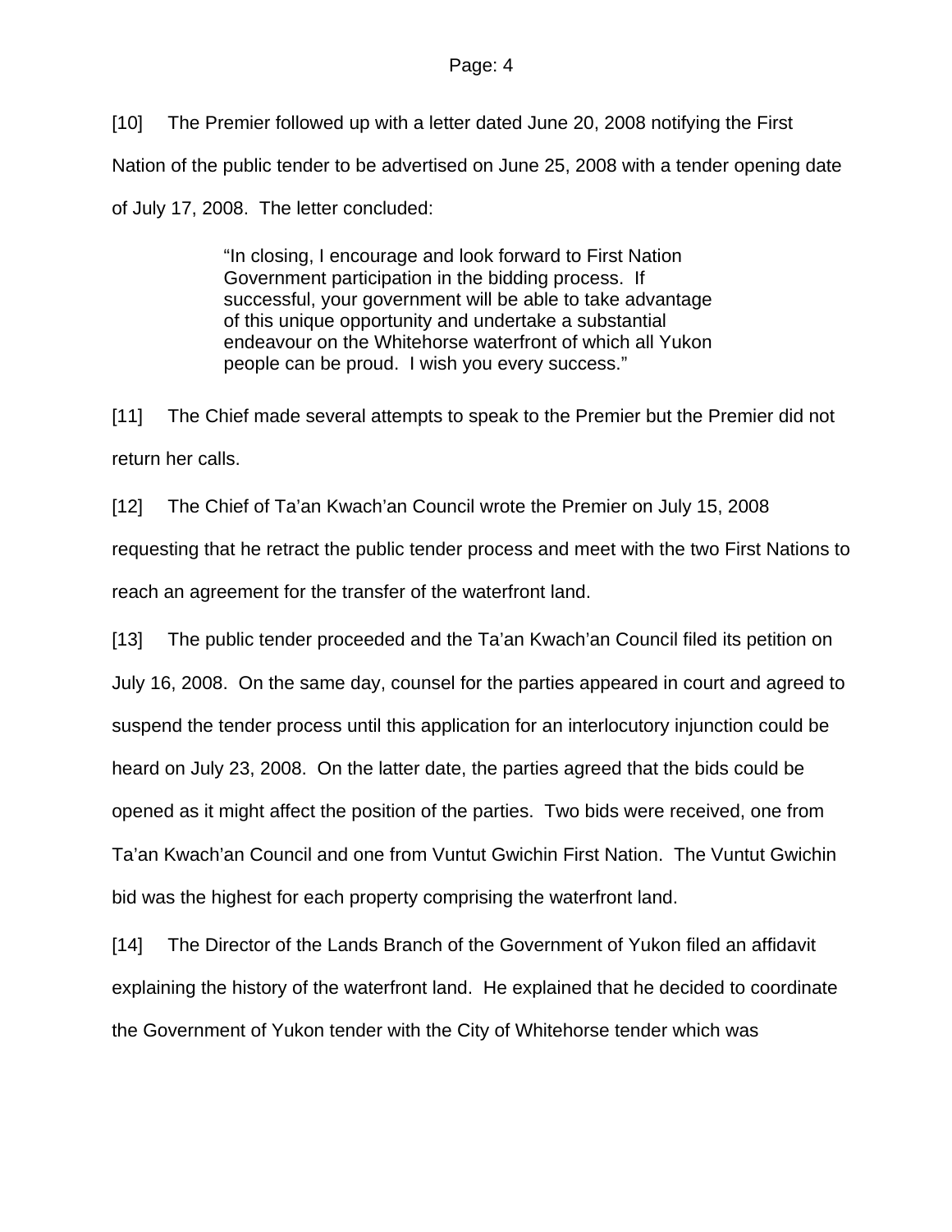[10] The Premier followed up with a letter dated June 20, 2008 notifying the First Nation of the public tender to be advertised on June 25, 2008 with a tender opening date of July 17, 2008. The letter concluded:

> "In closing, I encourage and look forward to First Nation Government participation in the bidding process. If successful, your government will be able to take advantage of this unique opportunity and undertake a substantial endeavour on the Whitehorse waterfront of which all Yukon people can be proud. I wish you every success."

[11] The Chief made several attempts to speak to the Premier but the Premier did not return her calls.

[12] The Chief of Ta'an Kwach'an Council wrote the Premier on July 15, 2008 requesting that he retract the public tender process and meet with the two First Nations to reach an agreement for the transfer of the waterfront land.

[13] The public tender proceeded and the Ta'an Kwach'an Council filed its petition on July 16, 2008. On the same day, counsel for the parties appeared in court and agreed to suspend the tender process until this application for an interlocutory injunction could be heard on July 23, 2008. On the latter date, the parties agreed that the bids could be opened as it might affect the position of the parties. Two bids were received, one from Ta'an Kwach'an Council and one from Vuntut Gwichin First Nation. The Vuntut Gwichin bid was the highest for each property comprising the waterfront land.

[14] The Director of the Lands Branch of the Government of Yukon filed an affidavit explaining the history of the waterfront land. He explained that he decided to coordinate the Government of Yukon tender with the City of Whitehorse tender which was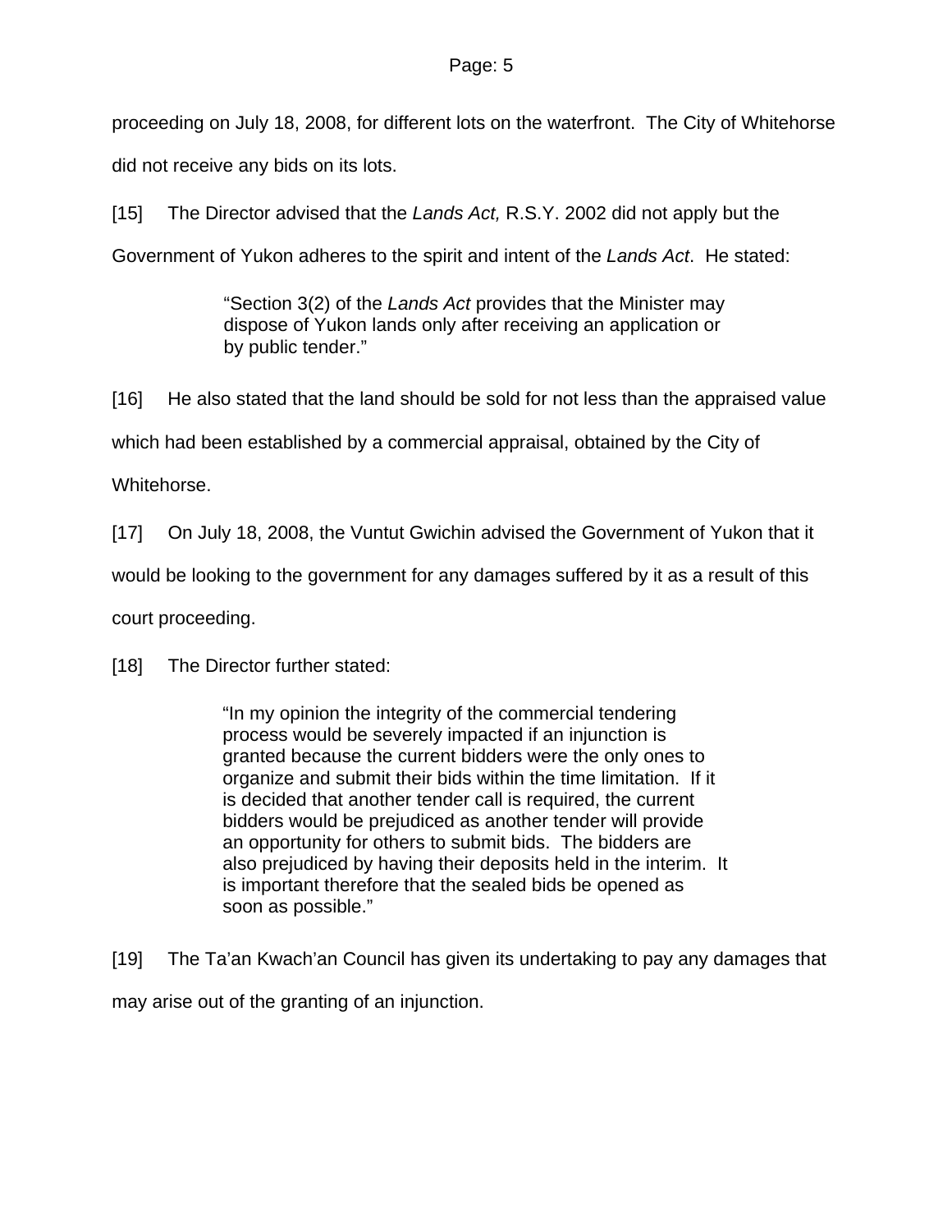proceeding on July 18, 2008, for different lots on the waterfront. The City of Whitehorse did not receive any bids on its lots.

[15] The Director advised that the *Lands Act,* R.S.Y. 2002 did not apply but the Government of Yukon adheres to the spirit and intent of the *Lands Act*. He stated:

> "Section 3(2) of the *Lands Act* provides that the Minister may dispose of Yukon lands only after receiving an application or by public tender."

[16] He also stated that the land should be sold for not less than the appraised value which had been established by a commercial appraisal, obtained by the City of Whitehorse.

[17] On July 18, 2008, the Vuntut Gwichin advised the Government of Yukon that it would be looking to the government for any damages suffered by it as a result of this court proceeding.

[18] The Director further stated:

> "In my opinion the integrity of the commercial tendering process would be severely impacted if an injunction is granted because the current bidders were the only ones to organize and submit their bids within the time limitation. If it is decided that another tender call is required, the current bidders would be prejudiced as another tender will provide an opportunity for others to submit bids. The bidders are also prejudiced by having their deposits held in the interim. It is important therefore that the sealed bids be opened as soon as possible."

[19] The Ta'an Kwach'an Council has given its undertaking to pay any damages that may arise out of the granting of an injunction.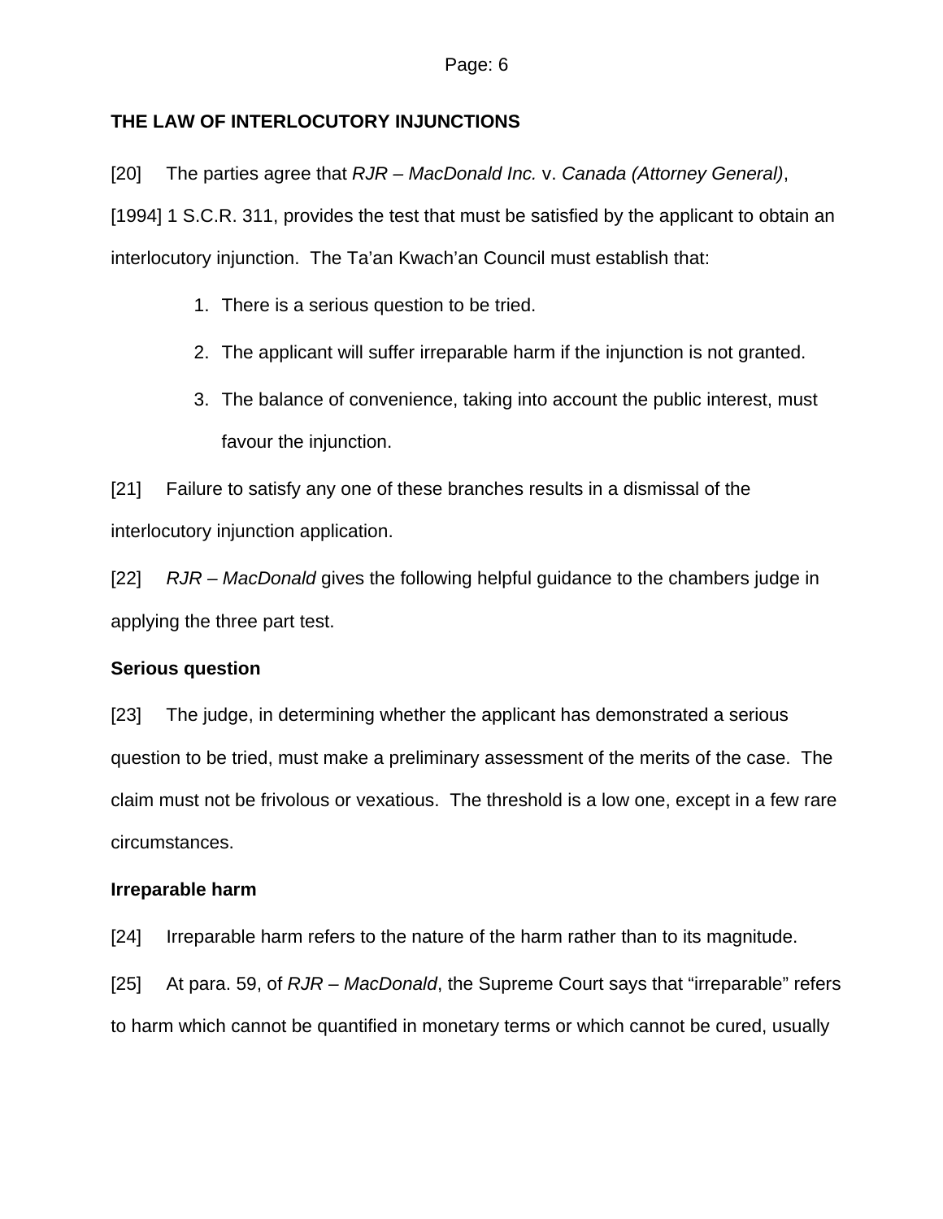## THE LAW OF INTERLOCUTORY INJUNCTIONS

[20] The parties agree that *RJR – MacDonald Inc.* v. *Canada (Attorney General)*, [1994] 1 S.C.R. 311, provides the test that must be satisfied by the applicant to obtain an interlocutory injunction. The Ta'an Kwach'an Council must establish that:

1. There is a serious question to be tried.
2. The applicant will suffer irreparable harm if the injunction is not granted.
3. The balance of convenience, taking into account the public interest, must favour the injunction.

[21] Failure to satisfy any one of these branches results in a dismissal of the interlocutory injunction application.

[22] *RJR – MacDonald* gives the following helpful guidance to the chambers judge in applying the three part test.

### Serious question

[23] The judge, in determining whether the applicant has demonstrated a serious question to be tried, must make a preliminary assessment of the merits of the case. The claim must not be frivolous or vexatious. The threshold is a low one, except in a few rare circumstances.

### Irreparable harm

[24] Irreparable harm refers to the nature of the harm rather than to its magnitude.

[25] At para. 59, of *RJR – MacDonald*, the Supreme Court says that "irreparable" refers to harm which cannot be quantified in monetary terms or which cannot be cured, usually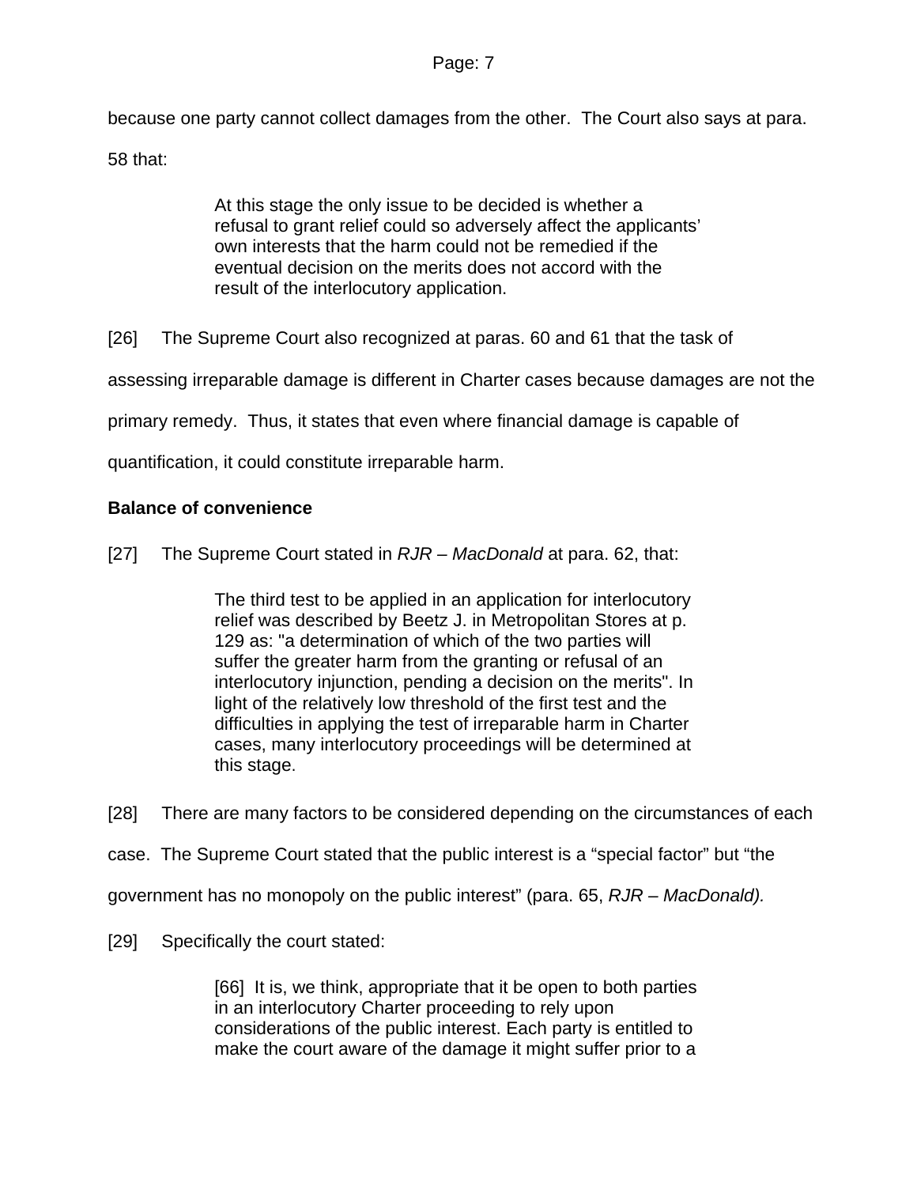because one party cannot collect damages from the other. The Court also says at para. 58 that:

> At this stage the only issue to be decided is whether a refusal to grant relief could so adversely affect the applicants' own interests that the harm could not be remedied if the eventual decision on the merits does not accord with the result of the interlocutory application.

[26] The Supreme Court also recognized at paras. 60 and 61 that the task of assessing irreparable damage is different in Charter cases because damages are not the primary remedy. Thus, it states that even where financial damage is capable of quantification, it could constitute irreparable harm.

**Balance of convenience**

[27] The Supreme Court stated in *RJR – MacDonald* at para. 62, that:

> The third test to be applied in an application for interlocutory relief was described by Beetz J. in Metropolitan Stores at p. 129 as: "a determination of which of the two parties will suffer the greater harm from the granting or refusal of an interlocutory injunction, pending a decision on the merits". In light of the relatively low threshold of the first test and the difficulties in applying the test of irreparable harm in Charter cases, many interlocutory proceedings will be determined at this stage.

[28] There are many factors to be considered depending on the circumstances of each case. The Supreme Court stated that the public interest is a "special factor" but "the government has no monopoly on the public interest" (para. 65, *RJR – MacDonald).*

[29] Specifically the court stated:

> [66] It is, we think, appropriate that it be open to both parties in an interlocutory Charter proceeding to rely upon considerations of the public interest. Each party is entitled to make the court aware of the damage it might suffer prior to a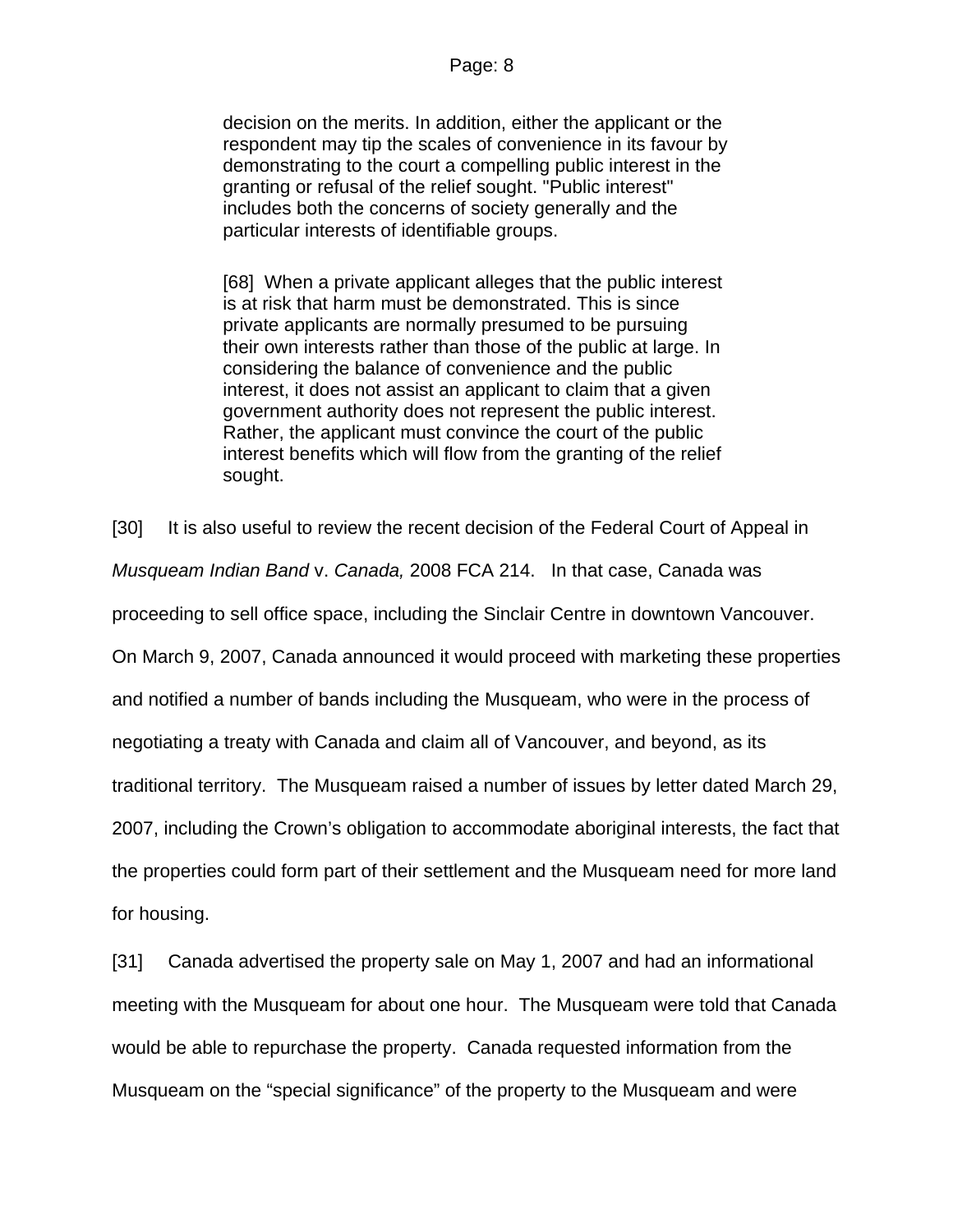> decision on the merits. In addition, either the applicant or the respondent may tip the scales of convenience in its favour by demonstrating to the court a compelling public interest in the granting or refusal of the relief sought. "Public interest" includes both the concerns of society generally and the particular interests of identifiable groups.
>
> [68] When a private applicant alleges that the public interest is at risk that harm must be demonstrated. This is since private applicants are normally presumed to be pursuing their own interests rather than those of the public at large. In considering the balance of convenience and the public interest, it does not assist an applicant to claim that a given government authority does not represent the public interest. Rather, the applicant must convince the court of the public interest benefits which will flow from the granting of the relief sought.

[30] It is also useful to review the recent decision of the Federal Court of Appeal in *Musqueam Indian Band* v. *Canada,* 2008 FCA 214. In that case, Canada was proceeding to sell office space, including the Sinclair Centre in downtown Vancouver. On March 9, 2007, Canada announced it would proceed with marketing these properties and notified a number of bands including the Musqueam, who were in the process of negotiating a treaty with Canada and claim all of Vancouver, and beyond, as its traditional territory. The Musqueam raised a number of issues by letter dated March 29, 2007, including the Crown's obligation to accommodate aboriginal interests, the fact that the properties could form part of their settlement and the Musqueam need for more land for housing.

[31] Canada advertised the property sale on May 1, 2007 and had an informational meeting with the Musqueam for about one hour. The Musqueam were told that Canada would be able to repurchase the property. Canada requested information from the Musqueam on the "special significance" of the property to the Musqueam and were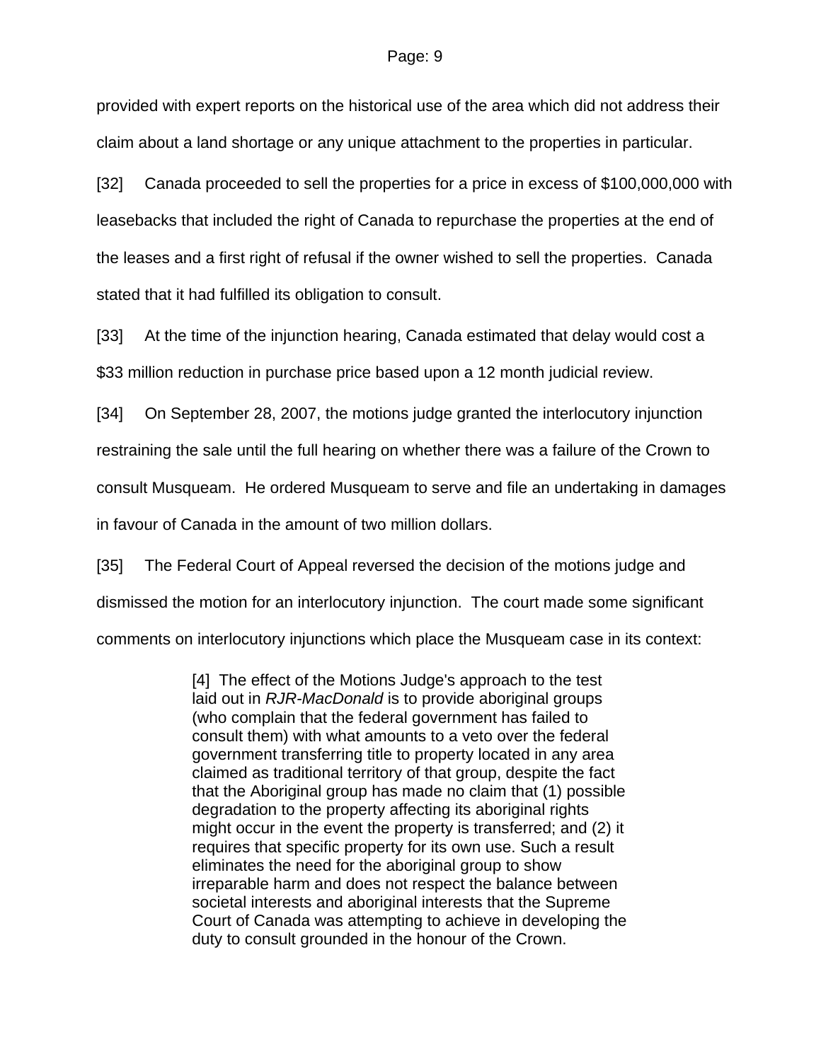provided with expert reports on the historical use of the area which did not address their claim about a land shortage or any unique attachment to the properties in particular.

[32] Canada proceeded to sell the properties for a price in excess of $100,000,000 with leasebacks that included the right of Canada to repurchase the properties at the end of the leases and a first right of refusal if the owner wished to sell the properties. Canada stated that it had fulfilled its obligation to consult.

[33] At the time of the injunction hearing, Canada estimated that delay would cost a $33 million reduction in purchase price based upon a 12 month judicial review.

[34] On September 28, 2007, the motions judge granted the interlocutory injunction restraining the sale until the full hearing on whether there was a failure of the Crown to consult Musqueam. He ordered Musqueam to serve and file an undertaking in damages in favour of Canada in the amount of two million dollars.

[35] The Federal Court of Appeal reversed the decision of the motions judge and dismissed the motion for an interlocutory injunction. The court made some significant comments on interlocutory injunctions which place the Musqueam case in its context:

> [4] The effect of the Motions Judge's approach to the test laid out in *RJR-MacDonald* is to provide aboriginal groups (who complain that the federal government has failed to consult them) with what amounts to a veto over the federal government transferring title to property located in any area claimed as traditional territory of that group, despite the fact that the Aboriginal group has made no claim that (1) possible degradation to the property affecting its aboriginal rights might occur in the event the property is transferred; and (2) it requires that specific property for its own use. Such a result eliminates the need for the aboriginal group to show irreparable harm and does not respect the balance between societal interests and aboriginal interests that the Supreme Court of Canada was attempting to achieve in developing the duty to consult grounded in the honour of the Crown.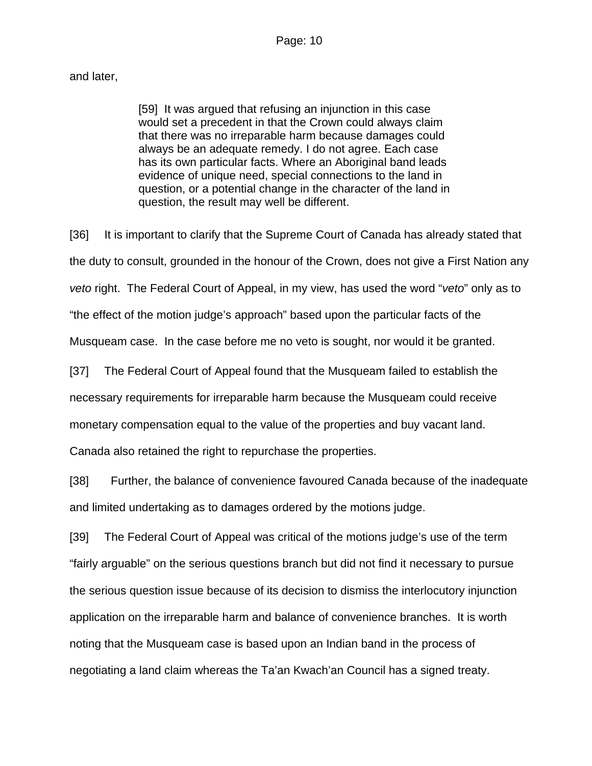and later,

> [59] It was argued that refusing an injunction in this case would set a precedent in that the Crown could always claim that there was no irreparable harm because damages could always be an adequate remedy. I do not agree. Each case has its own particular facts. Where an Aboriginal band leads evidence of unique need, special connections to the land in question, or a potential change in the character of the land in question, the result may well be different.

[36] It is important to clarify that the Supreme Court of Canada has already stated that the duty to consult, grounded in the honour of the Crown, does not give a First Nation any *veto* right. The Federal Court of Appeal, in my view, has used the word "*veto*" only as to "the effect of the motion judge's approach" based upon the particular facts of the Musqueam case. In the case before me no veto is sought, nor would it be granted.

[37] The Federal Court of Appeal found that the Musqueam failed to establish the necessary requirements for irreparable harm because the Musqueam could receive monetary compensation equal to the value of the properties and buy vacant land. Canada also retained the right to repurchase the properties.

[38] Further, the balance of convenience favoured Canada because of the inadequate and limited undertaking as to damages ordered by the motions judge.

[39] The Federal Court of Appeal was critical of the motions judge's use of the term "fairly arguable" on the serious questions branch but did not find it necessary to pursue the serious question issue because of its decision to dismiss the interlocutory injunction application on the irreparable harm and balance of convenience branches. It is worth noting that the Musqueam case is based upon an Indian band in the process of negotiating a land claim whereas the Ta'an Kwach'an Council has a signed treaty.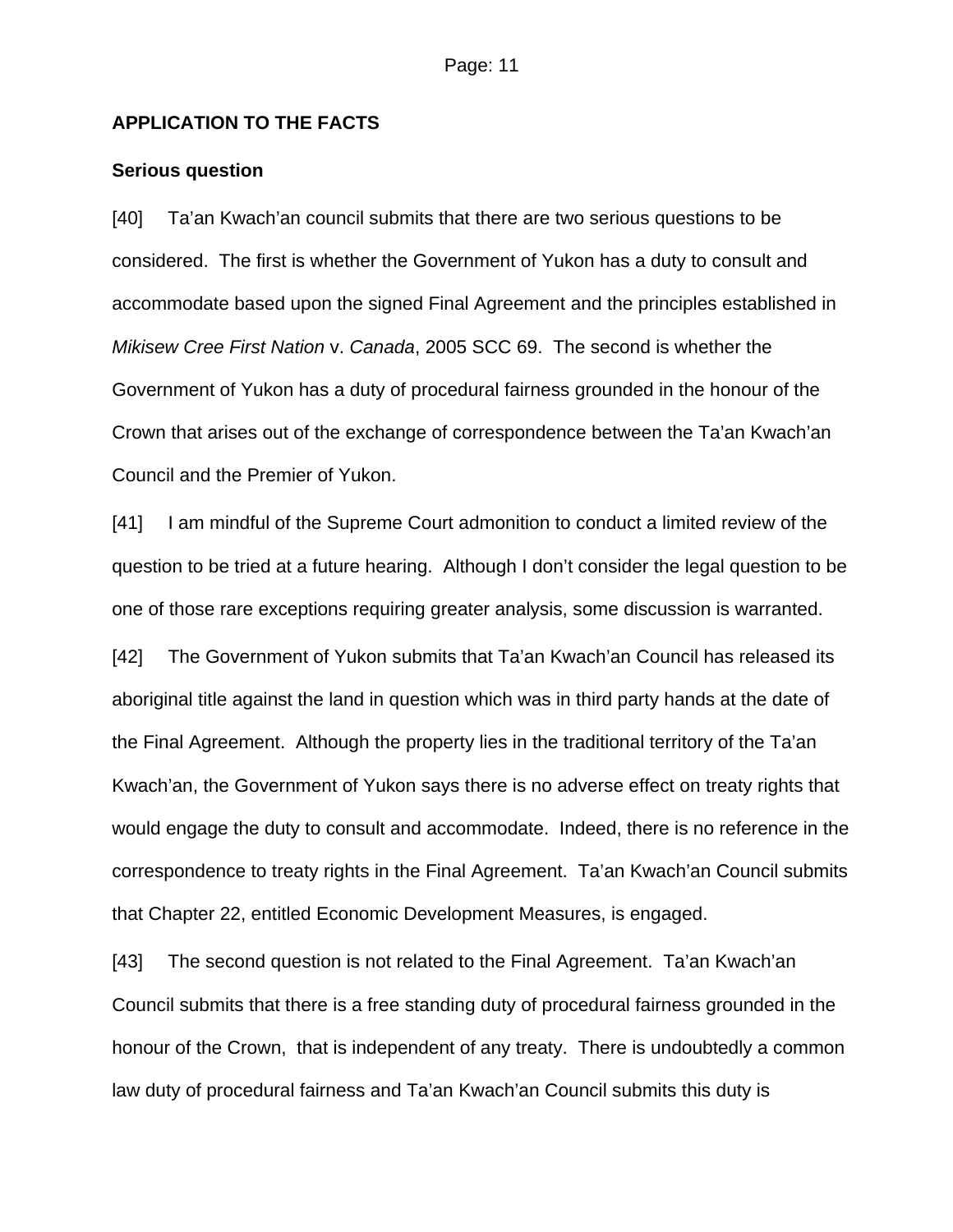## APPLICATION TO THE FACTS

### Serious question

[40] Ta'an Kwach'an council submits that there are two serious questions to be considered. The first is whether the Government of Yukon has a duty to consult and accommodate based upon the signed Final Agreement and the principles established in *Mikisew Cree First Nation* v. *Canada*, 2005 SCC 69. The second is whether the Government of Yukon has a duty of procedural fairness grounded in the honour of the Crown that arises out of the exchange of correspondence between the Ta'an Kwach'an Council and the Premier of Yukon.

[41] I am mindful of the Supreme Court admonition to conduct a limited review of the question to be tried at a future hearing. Although I don't consider the legal question to be one of those rare exceptions requiring greater analysis, some discussion is warranted.

[42] The Government of Yukon submits that Ta'an Kwach'an Council has released its aboriginal title against the land in question which was in third party hands at the date of the Final Agreement. Although the property lies in the traditional territory of the Ta'an Kwach'an, the Government of Yukon says there is no adverse effect on treaty rights that would engage the duty to consult and accommodate. Indeed, there is no reference in the correspondence to treaty rights in the Final Agreement. Ta'an Kwach'an Council submits that Chapter 22, entitled Economic Development Measures, is engaged.

[43] The second question is not related to the Final Agreement. Ta'an Kwach'an Council submits that there is a free standing duty of procedural fairness grounded in the honour of the Crown, that is independent of any treaty. There is undoubtedly a common law duty of procedural fairness and Ta'an Kwach'an Council submits this duty is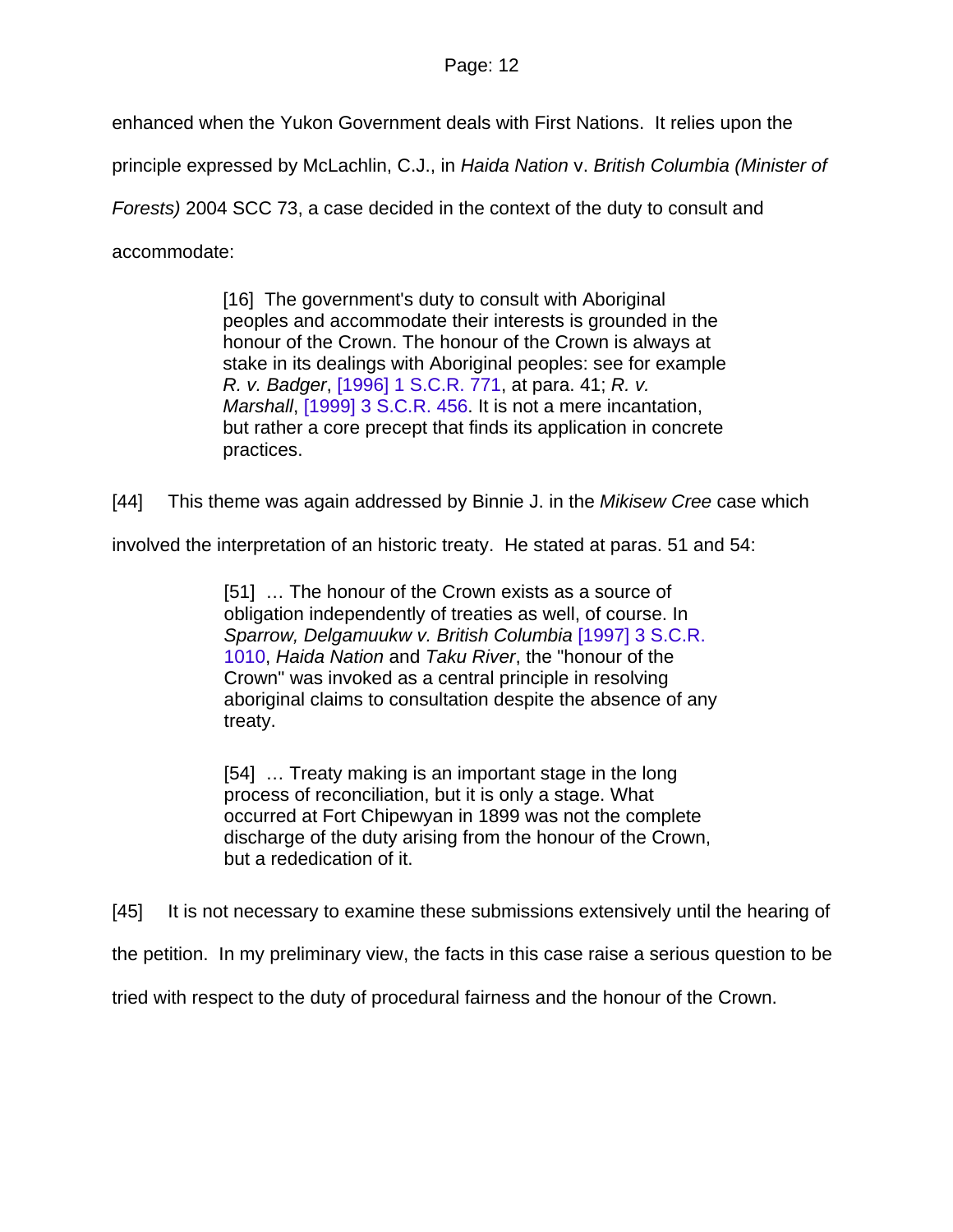enhanced when the Yukon Government deals with First Nations. It relies upon the principle expressed by McLachlin, C.J., in *Haida Nation* v. *British Columbia (Minister of Forests)* 2004 SCC 73, a case decided in the context of the duty to consult and accommodate:

> [16] The government's duty to consult with Aboriginal peoples and accommodate their interests is grounded in the honour of the Crown. The honour of the Crown is always at stake in its dealings with Aboriginal peoples: see for example *R. v. Badger*, [1996] 1 S.C.R. 771, at para. 41; *R. v. Marshall*, [1999] 3 S.C.R. 456. It is not a mere incantation, but rather a core precept that finds its application in concrete practices.

[44] This theme was again addressed by Binnie J. in the *Mikisew Cree* case which involved the interpretation of an historic treaty. He stated at paras. 51 and 54:

> [51] … The honour of the Crown exists as a source of obligation independently of treaties as well, of course. In *Sparrow, Delgamuukw v. British Columbia* [1997] 3 S.C.R. 1010, *Haida Nation* and *Taku River*, the "honour of the Crown" was invoked as a central principle in resolving aboriginal claims to consultation despite the absence of any treaty.

> [54] … Treaty making is an important stage in the long process of reconciliation, but it is only a stage. What occurred at Fort Chipewyan in 1899 was not the complete discharge of the duty arising from the honour of the Crown, but a rededication of it.

[45] It is not necessary to examine these submissions extensively until the hearing of the petition. In my preliminary view, the facts in this case raise a serious question to be tried with respect to the duty of procedural fairness and the honour of the Crown.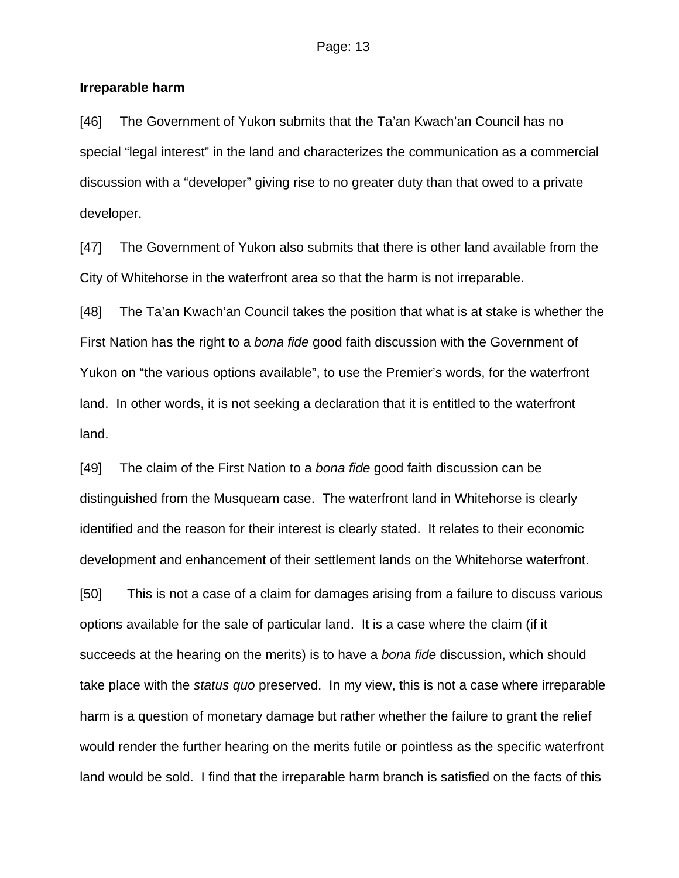**Irreparable harm**

[46] The Government of Yukon submits that the Ta'an Kwach'an Council has no special "legal interest" in the land and characterizes the communication as a commercial discussion with a "developer" giving rise to no greater duty than that owed to a private developer.

[47] The Government of Yukon also submits that there is other land available from the City of Whitehorse in the waterfront area so that the harm is not irreparable.

[48] The Ta'an Kwach'an Council takes the position that what is at stake is whether the First Nation has the right to a *bona fide* good faith discussion with the Government of Yukon on "the various options available", to use the Premier's words, for the waterfront land. In other words, it is not seeking a declaration that it is entitled to the waterfront land.

[49] The claim of the First Nation to a *bona fide* good faith discussion can be distinguished from the Musqueam case. The waterfront land in Whitehorse is clearly identified and the reason for their interest is clearly stated. It relates to their economic development and enhancement of their settlement lands on the Whitehorse waterfront.

[50] This is not a case of a claim for damages arising from a failure to discuss various options available for the sale of particular land. It is a case where the claim (if it succeeds at the hearing on the merits) is to have a *bona fide* discussion, which should take place with the *status quo* preserved. In my view, this is not a case where irreparable harm is a question of monetary damage but rather whether the failure to grant the relief would render the further hearing on the merits futile or pointless as the specific waterfront land would be sold. I find that the irreparable harm branch is satisfied on the facts of this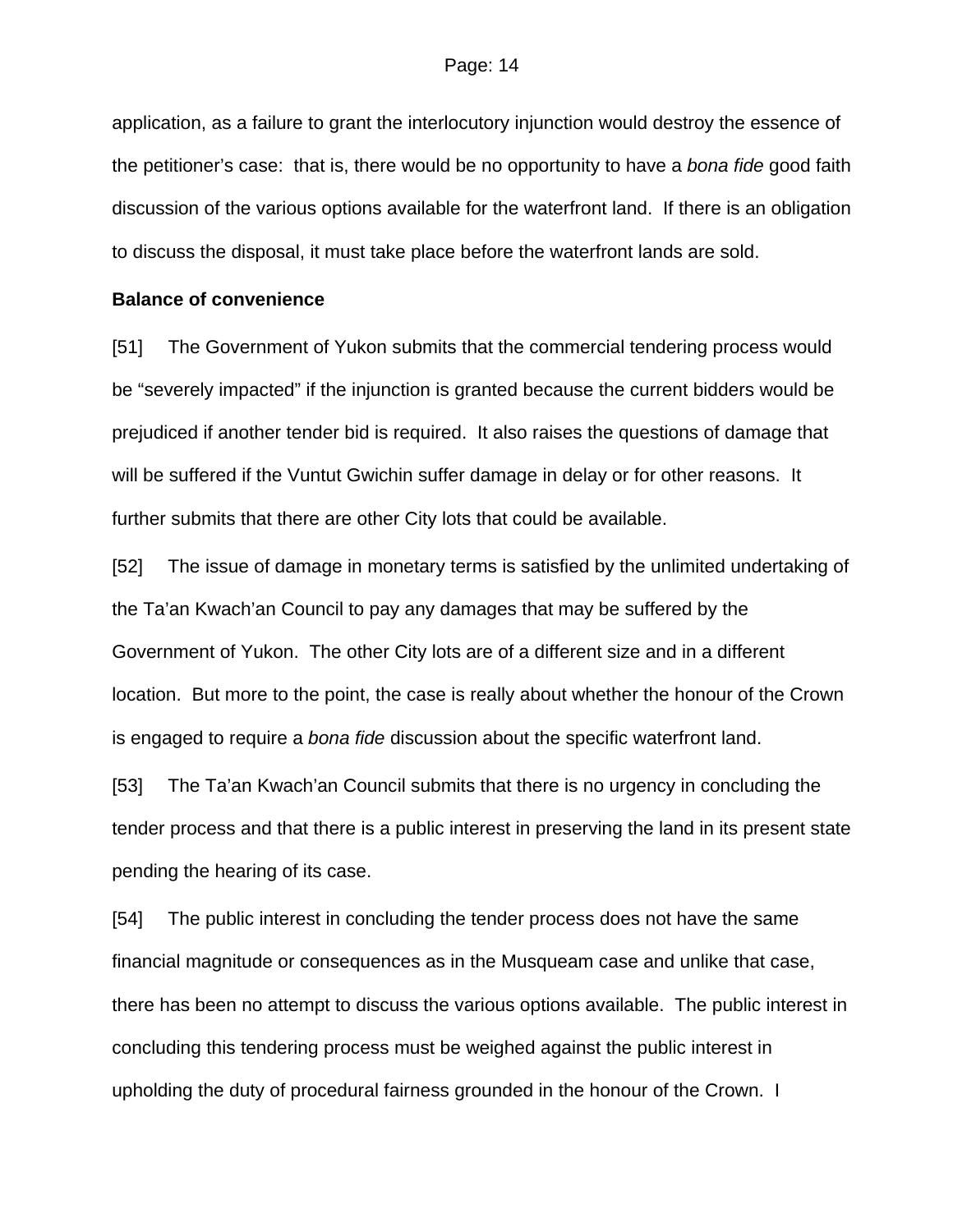application, as a failure to grant the interlocutory injunction would destroy the essence of the petitioner's case: that is, there would be no opportunity to have a *bona fide* good faith discussion of the various options available for the waterfront land. If there is an obligation to discuss the disposal, it must take place before the waterfront lands are sold.

**Balance of convenience**

[51] The Government of Yukon submits that the commercial tendering process would be "severely impacted" if the injunction is granted because the current bidders would be prejudiced if another tender bid is required. It also raises the questions of damage that will be suffered if the Vuntut Gwichin suffer damage in delay or for other reasons. It further submits that there are other City lots that could be available.

[52] The issue of damage in monetary terms is satisfied by the unlimited undertaking of the Ta'an Kwach'an Council to pay any damages that may be suffered by the Government of Yukon. The other City lots are of a different size and in a different location. But more to the point, the case is really about whether the honour of the Crown is engaged to require a *bona fide* discussion about the specific waterfront land.

[53] The Ta'an Kwach'an Council submits that there is no urgency in concluding the tender process and that there is a public interest in preserving the land in its present state pending the hearing of its case.

[54] The public interest in concluding the tender process does not have the same financial magnitude or consequences as in the Musqueam case and unlike that case, there has been no attempt to discuss the various options available. The public interest in concluding this tendering process must be weighed against the public interest in upholding the duty of procedural fairness grounded in the honour of the Crown. I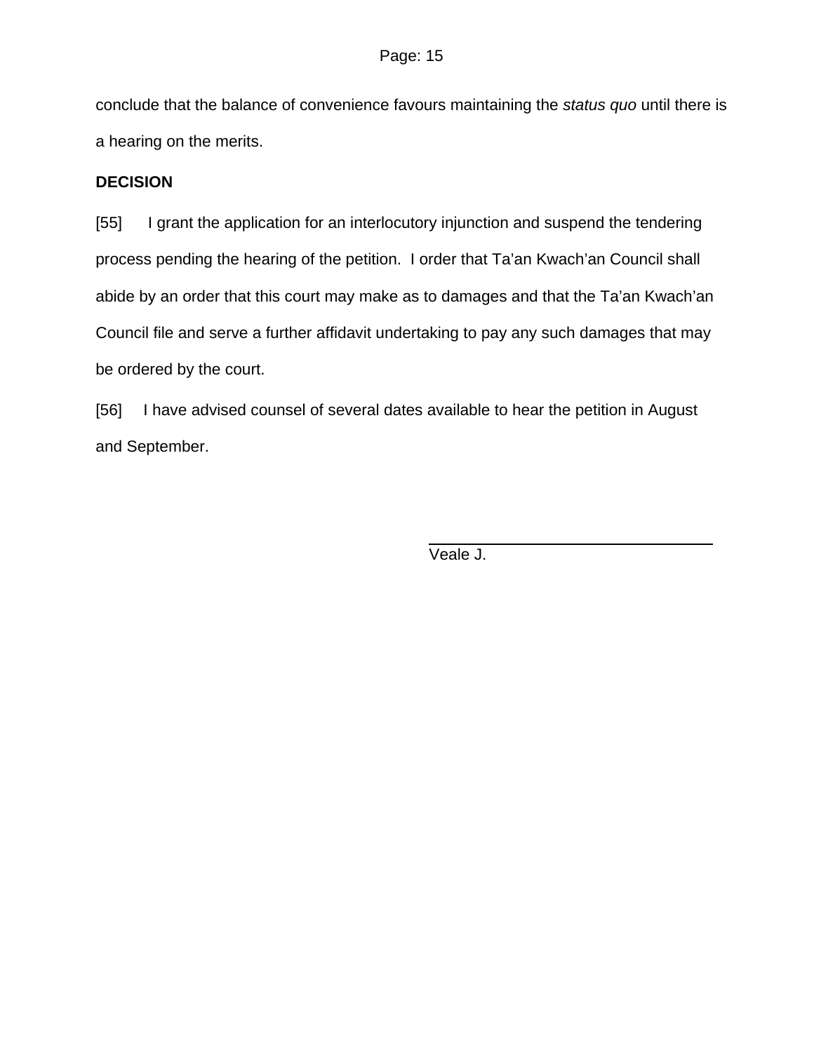conclude that the balance of convenience favours maintaining the *status quo* until there is a hearing on the merits.

**DECISION**

[55] I grant the application for an interlocutory injunction and suspend the tendering process pending the hearing of the petition. I order that Ta'an Kwach'an Council shall abide by an order that this court may make as to damages and that the Ta'an Kwach'an Council file and serve a further affidavit undertaking to pay any such damages that may be ordered by the court.

[56] I have advised counsel of several dates available to hear the petition in August and September.

Veale J.